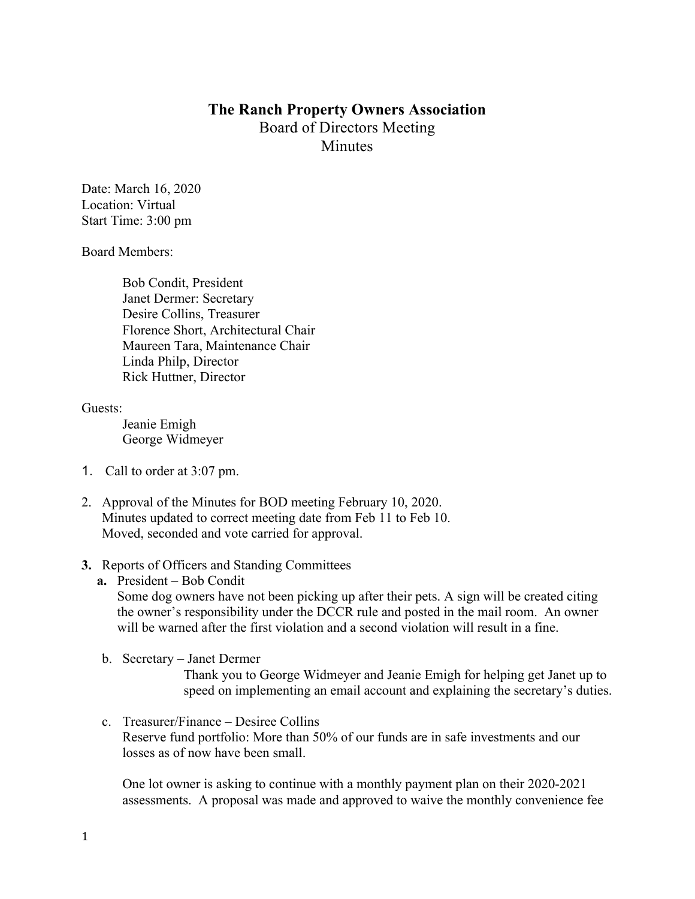# The Ranch Property Owners Association

## Board of Directors Meeting

## Minutes

Date: March 16, 2020
Location: Virtual
Start Time: 3:00 pm

Board Members:

Bob Condit, President
Janet Dermer: Secretary
Desire Collins, Treasurer
Florence Short, Architectural Chair
Maureen Tara, Maintenance Chair
Linda Philp, Director
Rick Huttner, Director

Guests:

Jeanie Emigh
George Widmeyer

1. Call to order at 3:07 pm.

2. Approval of the Minutes for BOD meeting February 10, 2020.
   Minutes updated to correct meeting date from Feb 11 to Feb 10.
   Moved, seconded and vote carried for approval.

3. Reports of Officers and Standing Committees
   - a. President – Bob Condit
     Some dog owners have not been picking up after their pets. A sign will be created citing the owner's responsibility under the DCCR rule and posted in the mail room. An owner will be warned after the first violation and a second violation will result in a fine.

   - b. Secretary – Janet Dermer
     Thank you to George Widmeyer and Jeanie Emigh for helping get Janet up to speed on implementing an email account and explaining the secretary's duties.

   - c. Treasurer/Finance – Desiree Collins
     Reserve fund portfolio: More than 50% of our funds are in safe investments and our losses as of now have been small.

     One lot owner is asking to continue with a monthly payment plan on their 2020-2021 assessments. A proposal was made and approved to waive the monthly convenience fee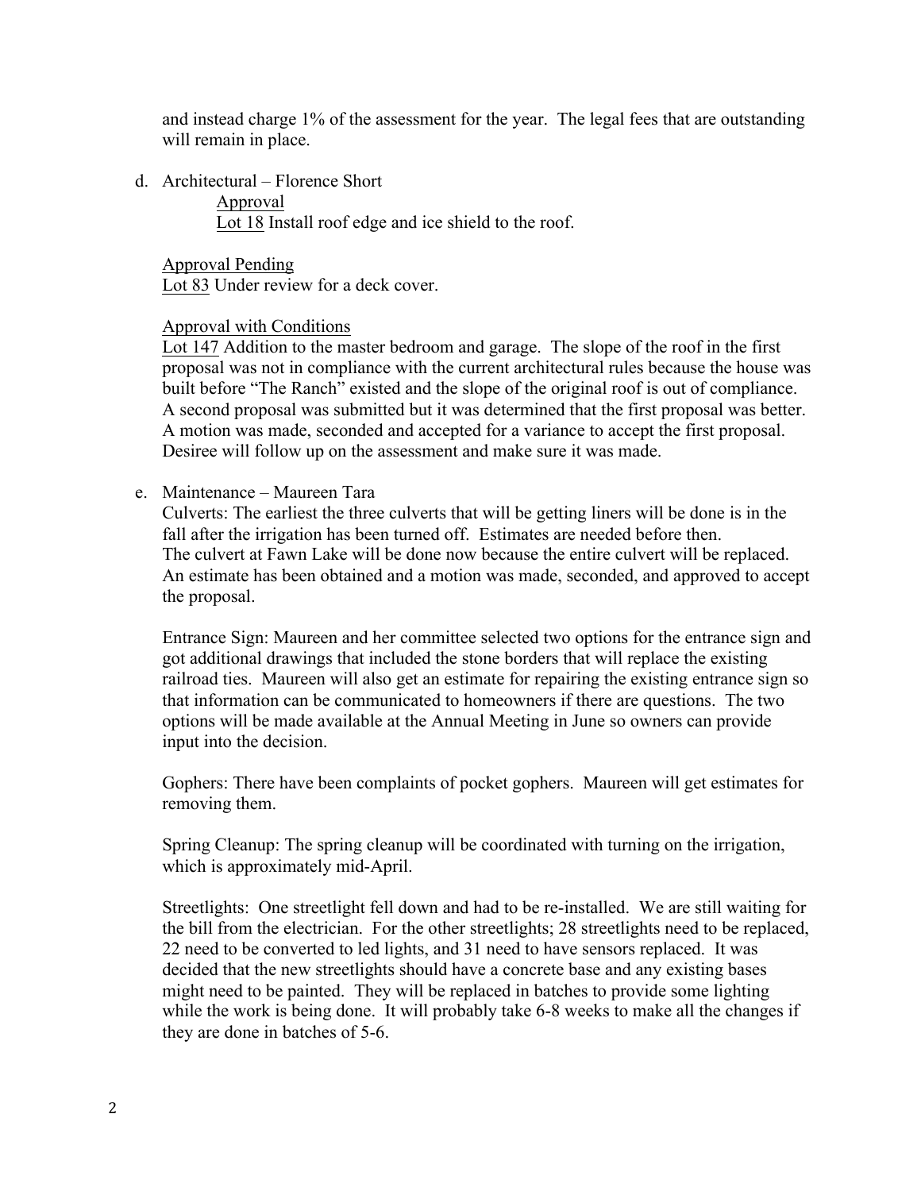and instead charge 1% of the assessment for the year. The legal fees that are outstanding will remain in place.

d. Architectural – Florence Short

   Approval

   Lot 18 Install roof edge and ice shield to the roof.

   Approval Pending

   Lot 83 Under review for a deck cover.

   Approval with Conditions

   Lot 147 Addition to the master bedroom and garage. The slope of the roof in the first proposal was not in compliance with the current architectural rules because the house was built before "The Ranch" existed and the slope of the original roof is out of compliance. A second proposal was submitted but it was determined that the first proposal was better. A motion was made, seconded and accepted for a variance to accept the first proposal. Desiree will follow up on the assessment and make sure it was made.

e. Maintenance – Maureen Tara

   Culverts: The earliest the three culverts that will be getting liners will be done is in the fall after the irrigation has been turned off. Estimates are needed before then. The culvert at Fawn Lake will be done now because the entire culvert will be replaced. An estimate has been obtained and a motion was made, seconded, and approved to accept the proposal.

   Entrance Sign: Maureen and her committee selected two options for the entrance sign and got additional drawings that included the stone borders that will replace the existing railroad ties. Maureen will also get an estimate for repairing the existing entrance sign so that information can be communicated to homeowners if there are questions. The two options will be made available at the Annual Meeting in June so owners can provide input into the decision.

   Gophers: There have been complaints of pocket gophers. Maureen will get estimates for removing them.

   Spring Cleanup: The spring cleanup will be coordinated with turning on the irrigation, which is approximately mid-April.

   Streetlights: One streetlight fell down and had to be re-installed. We are still waiting for the bill from the electrician. For the other streetlights; 28 streetlights need to be replaced, 22 need to be converted to led lights, and 31 need to have sensors replaced. It was decided that the new streetlights should have a concrete base and any existing bases might need to be painted. They will be replaced in batches to provide some lighting while the work is being done. It will probably take 6-8 weeks to make all the changes if they are done in batches of 5-6.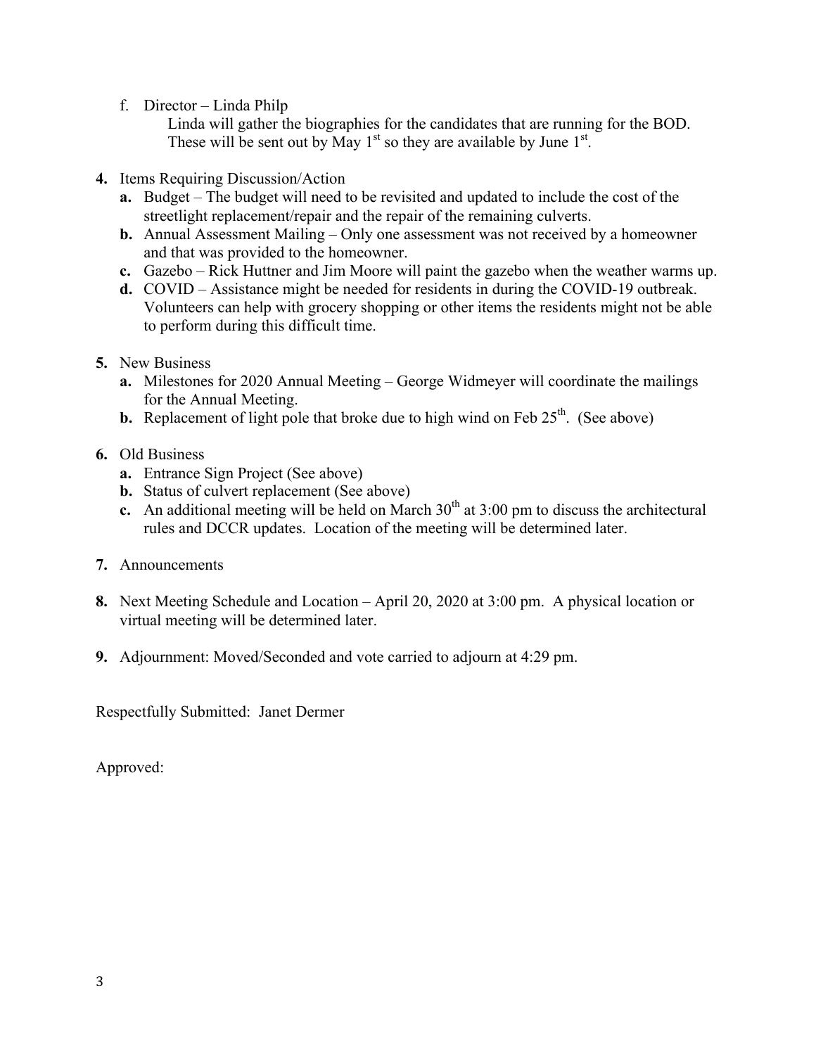f. Director – Linda Philp

   Linda will gather the biographies for the candidates that are running for the BOD. These will be sent out by May 1st so they are available by June 1st.

**4.** Items Requiring Discussion/Action

   **a.** Budget – The budget will need to be revisited and updated to include the cost of the streetlight replacement/repair and the repair of the remaining culverts.

   **b.** Annual Assessment Mailing – Only one assessment was not received by a homeowner and that was provided to the homeowner.

   **c.** Gazebo – Rick Huttner and Jim Moore will paint the gazebo when the weather warms up.

   **d.** COVID – Assistance might be needed for residents in during the COVID-19 outbreak. Volunteers can help with grocery shopping or other items the residents might not be able to perform during this difficult time.

**5.** New Business

   **a.** Milestones for 2020 Annual Meeting – George Widmeyer will coordinate the mailings for the Annual Meeting.

   **b.** Replacement of light pole that broke due to high wind on Feb 25th. (See above)

**6.** Old Business

   **a.** Entrance Sign Project (See above)

   **b.** Status of culvert replacement (See above)

   **c.** An additional meeting will be held on March 30th at 3:00 pm to discuss the architectural rules and DCCR updates. Location of the meeting will be determined later.

**7.** Announcements

**8.** Next Meeting Schedule and Location – April 20, 2020 at 3:00 pm. A physical location or virtual meeting will be determined later.

**9.** Adjournment: Moved/Seconded and vote carried to adjourn at 4:29 pm.

Respectfully Submitted: Janet Dermer

Approved: